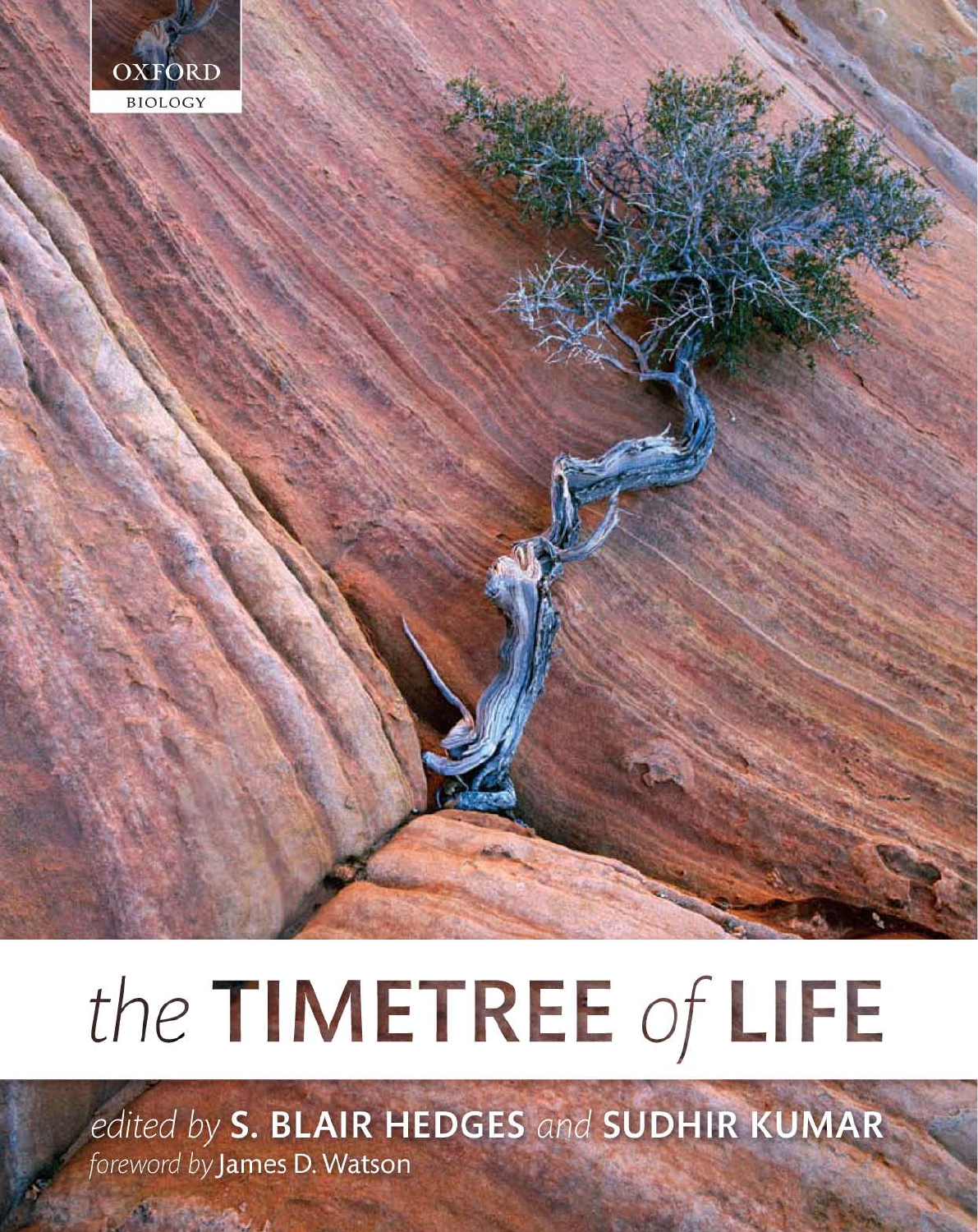OXFORD
BIOLOGY

# the TIMETREE of LIFE

*edited by* **S. BLAIR HEDGES** *and* **SUDHIR KUMAR**

*foreword by* James D. Watson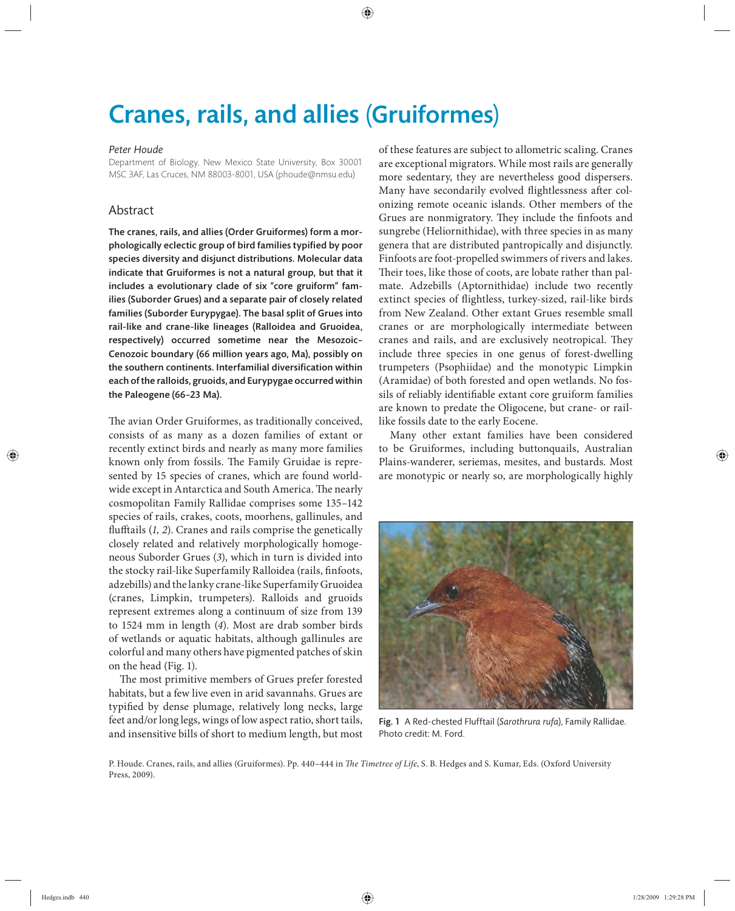# Cranes, rails, and allies (Gruiformes)

*Peter Houde*

Department of Biology, New Mexico State University, Box 30001 MSC 3AF, Las Cruces, NM 88003-8001, USA (phoude@nmsu.edu)

## Abstract

**The cranes, rails, and allies (Order Gruiformes) form a morphologically eclectic group of bird families typified by poor species diversity and disjunct distributions. Molecular data indicate that Gruiformes is not a natural group, but that it includes a evolutionary clade of six "core gruiform" families (Suborder Grues) and a separate pair of closely related families (Suborder Eurypygae). The basal split of Grues into rail-like and crane-like lineages (Ralloidea and Gruoidea, respectively) occurred sometime near the Mesozoic–Cenozoic boundary (66 million years ago, Ma), possibly on the southern continents. Interfamilial diversification within each of the ralloids, gruoids, and Eurypygae occurred within the Paleogene (66–23 Ma).**

The avian Order Gruiformes, as traditionally conceived, consists of as many as a dozen families of extant or recently extinct birds and nearly as many more families known only from fossils. The Family Gruidae is represented by 15 species of cranes, which are found worldwide except in Antarctica and South America. The nearly cosmopolitan Family Rallidae comprises some 135–142 species of rails, crakes, coots, moorhens, gallinules, and flufftails (*1, 2*). Cranes and rails comprise the genetically closely related and relatively morphologically homogeneous Suborder Grues (*3*), which in turn is divided into the stocky rail-like Superfamily Ralloidea (rails, finfoots, adzebills) and the lanky crane-like Superfamily Gruoidea (cranes, Limpkin, trumpeters). Ralloids and gruoids represent extremes along a continuum of size from 139 to 1524 mm in length (*4*). Most are drab somber birds of wetlands or aquatic habitats, although gallinules are colorful and many others have pigmented patches of skin on the head (Fig. 1).

The most primitive members of Grues prefer forested habitats, but a few live even in arid savannahs. Grues are typified by dense plumage, relatively long necks, large feet and/or long legs, wings of low aspect ratio, short tails, and insensitive bills of short to medium length, but most of these features are subject to allometric scaling. Cranes are exceptional migrators. While most rails are generally more sedentary, they are nevertheless good dispersers. Many have secondarily evolved flightlessness after colonizing remote oceanic islands. Other members of the Grues are nonmigratory. They include the finfoots and sungrebe (Heliornithidae), with three species in as many genera that are distributed pantropically and disjunctly. Finfoots are foot-propelled swimmers of rivers and lakes. Their toes, like those of coots, are lobate rather than palmate. Adzebills (Aptornithidae) include two recently extinct species of flightless, turkey-sized, rail-like birds from New Zealand. Other extant Grues resemble small cranes or are morphologically intermediate between cranes and rails, and are exclusively neotropical. They include three species in one genus of forest-dwelling trumpeters (Psophiidae) and the monotypic Limpkin (Aramidae) of both forested and open wetlands. No fossils of reliably identifiable extant core gruiform families are known to predate the Oligocene, but crane- or rail-like fossils date to the early Eocene.

Many other extant families have been considered to be Gruiformes, including buttonquails, Australian Plains-wanderer, seriemas, mesites, and bustards. Most are monotypic or nearly so, are morphologically highly

Fig. 1 A Red-chested Flufftail (*Sarothrura rufa*), Family Rallidae. Photo credit: M. Ford.

P. Houde. Cranes, rails, and allies (Gruiformes). Pp. 440–444 in *The Timetree of Life*, S. B. Hedges and S. Kumar, Eds. (Oxford University Press, 2009).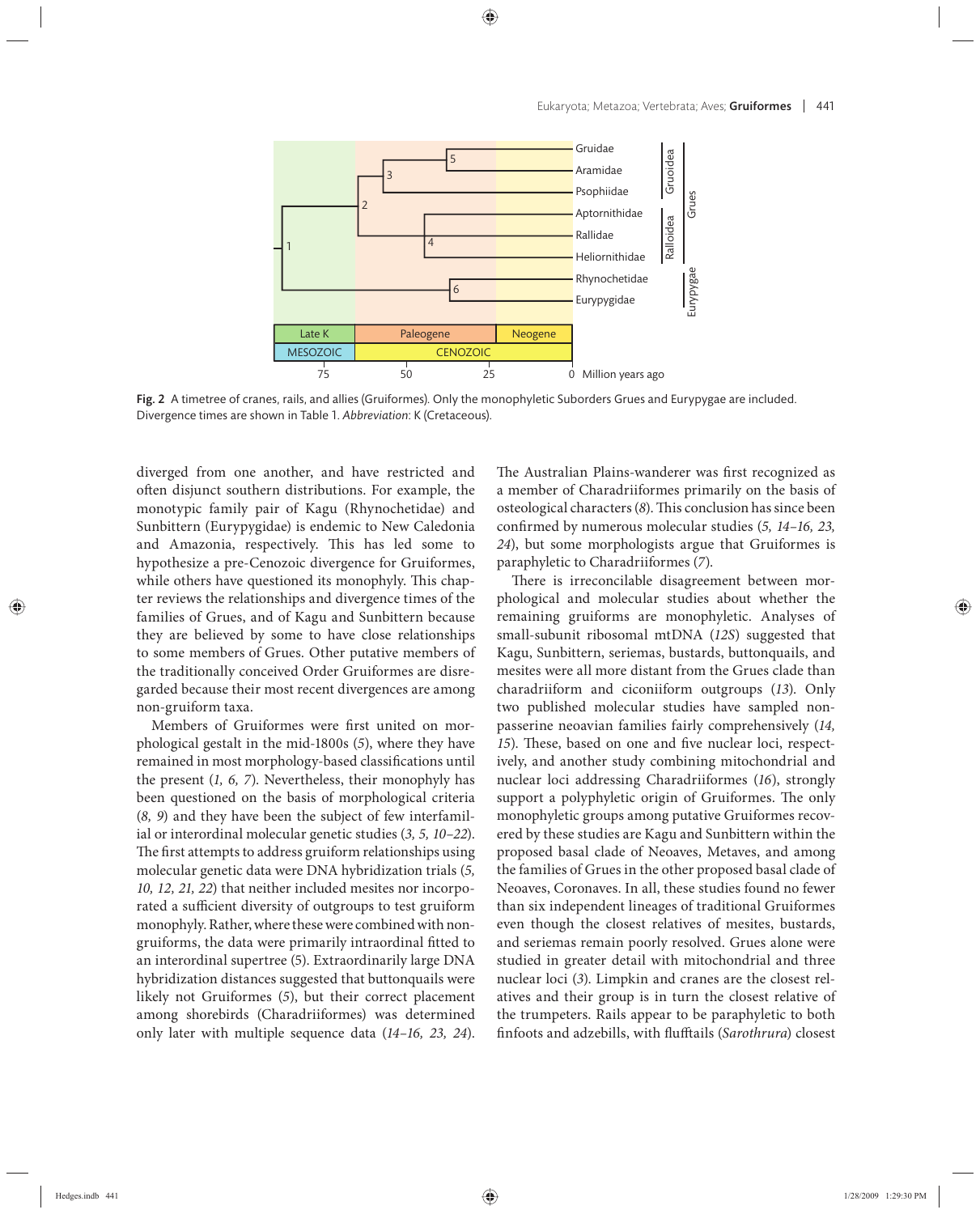Fig. 2 A timetree of cranes, rails, and allies (Gruiformes). Only the monophyletic Suborders Grues and Eurypygae are included. Divergence times are shown in Table 1. *Abbreviation*: K (Cretaceous).

diverged from one another, and have restricted and often disjunct southern distributions. For example, the monotypic family pair of Kagu (Rhynochetidae) and Sunbittern (Eurypygidae) is endemic to New Caledonia and Amazonia, respectively. This has led some to hypothesize a pre-Cenozoic divergence for Gruiformes, while others have questioned its monophyly. This chapter reviews the relationships and divergence times of the families of Grues, and of Kagu and Sunbittern because they are believed by some to have close relationships to some members of Grues. Other putative members of the traditionally conceived Order Gruiformes are disregarded because their most recent divergences are among non-gruiform taxa.

Members of Gruiformes were first united on morphological gestalt in the mid-1800s (*5*), where they have remained in most morphology-based classifications until the present (*1, 6, 7*). Nevertheless, their monophyly has been questioned on the basis of morphological criteria (*8, 9*) and they have been the subject of few interfamilial or interordinal molecular genetic studies (*3, 5, 10–22*). The first attempts to address gruiform relationships using molecular genetic data were DNA hybridization trials (*5, 10, 12, 21, 22*) that neither included mesites nor incorporated a sufficient diversity of outgroups to test gruiform monophyly. Rather, where these were combined with non-gruiforms, the data were primarily intraordinal fitted to an interordinal supertree (5). Extraordinarily large DNA hybridization distances suggested that buttonquails were likely not Gruiformes (*5*), but their correct placement among shorebirds (Charadriiformes) was determined only later with multiple sequence data (*14–16, 23, 24*). The Australian Plains-wanderer was first recognized as a member of Charadriiformes primarily on the basis of osteological characters (*8*). This conclusion has since been confirmed by numerous molecular studies (*5, 14–16, 23, 24*), but some morphologists argue that Gruiformes is paraphyletic to Charadriiformes (*7*).

There is irreconcilable disagreement between morphological and molecular studies about whether the remaining gruiforms are monophyletic. Analyses of small-subunit ribosomal mtDNA (*12S*) suggested that Kagu, Sunbittern, seriemas, bustards, buttonquails, and mesites were all more distant from the Grues clade than charadriiform and ciconiiform outgroups (*13*). Only two published molecular studies have sampled non-passerine neoavian families fairly comprehensively (*14, 15*). These, based on one and five nuclear loci, respectively, and another study combining mitochondrial and nuclear loci addressing Charadriiformes (*16*), strongly support a polyphyletic origin of Gruiformes. The only monophyletic groups among putative Gruiformes recovered by these studies are Kagu and Sunbittern within the proposed basal clade of Neoaves, Metaves, and among the families of Grues in the other proposed basal clade of Neoaves, Coronaves. In all, these studies found no fewer than six independent lineages of traditional Gruiformes even though the closest relatives of mesites, bustards, and seriemas remain poorly resolved. Grues alone were studied in greater detail with mitochondrial and three nuclear loci (*3*). Limpkin and cranes are the closest relatives and their group is in turn the closest relative of the trumpeters. Rails appear to be paraphyletic to both finfoots and adzebills, with flufftails (*Sarothrura*) closest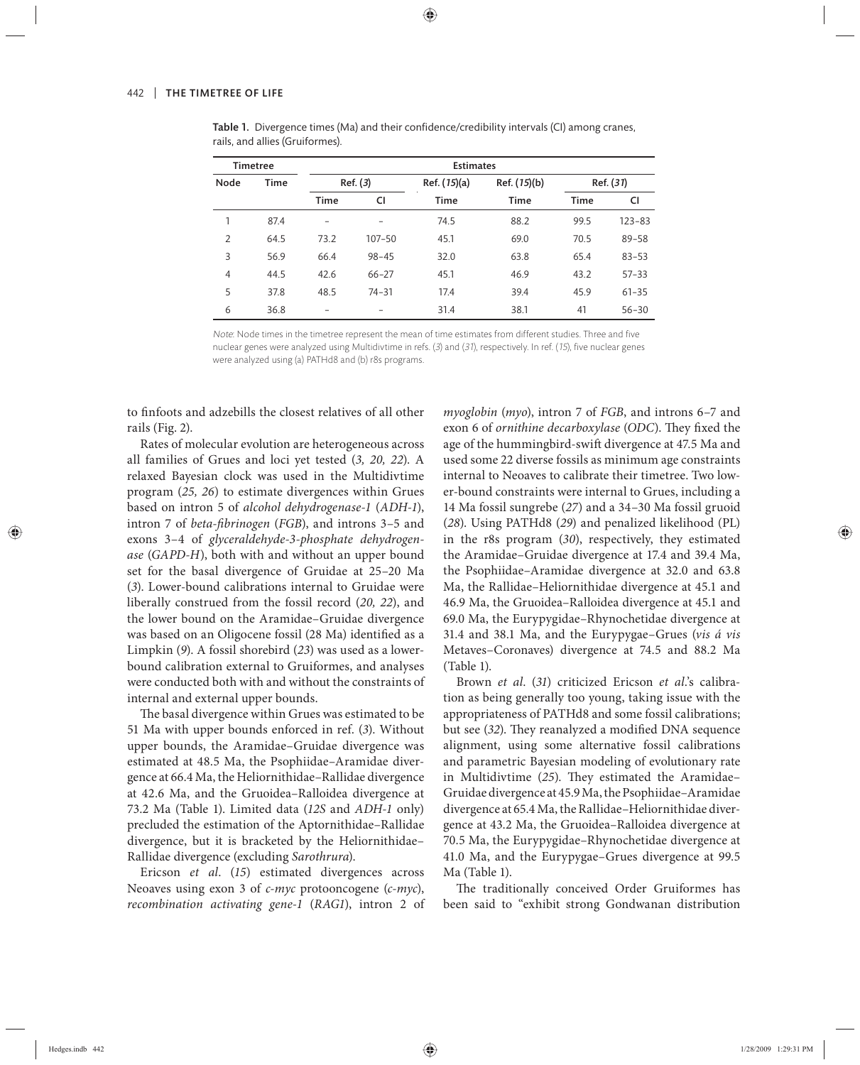**Table 1.** Divergence times (Ma) and their confidence/credibility intervals (CI) among cranes, rails, and allies (Gruiformes).

| Timetree | | Estimates | | | | | |
|---|---|---|---|---|---|---|---|
| Node | Time | Ref. (*3*) | | Ref. (*15*)(a) | Ref. (*15*)(b) | Ref. (*31*) | |
| | | Time | CI | Time | Time | Time | CI |
| 1 | 87.4 | – | – | 74.5 | 88.2 | 99.5 | 123–83 |
| 2 | 64.5 | 73.2 | 107–50 | 45.1 | 69.0 | 70.5 | 89–58 |
| 3 | 56.9 | 66.4 | 98–45 | 32.0 | 63.8 | 65.4 | 83–53 |
| 4 | 44.5 | 42.6 | 66–27 | 45.1 | 46.9 | 43.2 | 57–33 |
| 5 | 37.8 | 48.5 | 74–31 | 17.4 | 39.4 | 45.9 | 61–35 |
| 6 | 36.8 | – | – | 31.4 | 38.1 | 41 | 56–30 |

*Note*: Node times in the timetree represent the mean of time estimates from different studies. Three and five nuclear genes were analyzed using Multidivtime in refs. (*3*) and (*31*), respectively. In ref. (*15*), five nuclear genes were analyzed using (a) PATHd8 and (b) r8s programs.

to finfoots and adzebills the closest relatives of all other rails (Fig. 2).

Rates of molecular evolution are heterogeneous across all families of Grues and loci yet tested (*3, 20, 22*). A relaxed Bayesian clock was used in the Multidivtime program (*25, 26*) to estimate divergences within Grues based on intron 5 of *alcohol dehydrogenase-1* (*ADH-1*), intron 7 of *beta-fibrinogen* (*FGB*), and introns 3–5 and exons 3–4 of *glyceraldehyde-3-phosphate dehydrogenase* (*GAPD-H*), both with and without an upper bound set for the basal divergence of Gruidae at 25–20 Ma (*3*). Lower-bound calibrations internal to Gruidae were liberally construed from the fossil record (*20, 22*), and the lower bound on the Aramidae–Gruidae divergence was based on an Oligocene fossil (28 Ma) identified as a Limpkin (*9*). A fossil shorebird (*23*) was used as a lower-bound calibration external to Gruiformes, and analyses were conducted both with and without the constraints of internal and external upper bounds.

The basal divergence within Grues was estimated to be 51 Ma with upper bounds enforced in ref. (*3*). Without upper bounds, the Aramidae–Gruidae divergence was estimated at 48.5 Ma, the Psophiidae–Aramidae divergence at 66.4 Ma, the Heliornithidae–Rallidae divergence at 42.6 Ma, and the Gruoidea–Ralloidea divergence at 73.2 Ma (Table 1). Limited data (*12S* and *ADH-1* only) precluded the estimation of the Aptornithidae–Rallidae divergence, but it is bracketed by the Heliornithidae–Rallidae divergence (excluding *Sarothrura*).

Ericson *et al*. (*15*) estimated divergences across Neoaves using exon 3 of *c-myc* protooncogene (*c-myc*), *recombination activating gene-1* (*RAG1*), intron 2 of *myoglobin* (*myo*), intron 7 of *FGB*, and introns 6–7 and exon 6 of *ornithine decarboxylase* (*ODC*). They fixed the age of the hummingbird-swift divergence at 47.5 Ma and used some 22 diverse fossils as minimum age constraints internal to Neoaves to calibrate their timetree. Two lower-bound constraints were internal to Grues, including a 14 Ma fossil sungrebe (*27*) and a 34–30 Ma fossil gruoid (*28*). Using PATHd8 (*29*) and penalized likelihood (PL) in the r8s program (*30*), respectively, they estimated the Aramidae–Gruidae divergence at 17.4 and 39.4 Ma, the Psophiidae–Aramidae divergence at 32.0 and 63.8 Ma, the Rallidae–Heliornithidae divergence at 45.1 and 46.9 Ma, the Gruoidea–Ralloidea divergence at 45.1 and 69.0 Ma, the Eurypygidae–Rhynochetidae divergence at 31.4 and 38.1 Ma, and the Eurypygae–Grues (*vis á vis* Metaves–Coronaves) divergence at 74.5 and 88.2 Ma (Table 1).

Brown *et al*. (*31*) criticized Ericson *et al*.'s calibration as being generally too young, taking issue with the appropriateness of PATHd8 and some fossil calibrations; but see (*32*). They reanalyzed a modified DNA sequence alignment, using some alternative fossil calibrations and parametric Bayesian modeling of evolutionary rate in Multidivtime (*25*). They estimated the Aramidae–Gruidae divergence at 45.9 Ma, the Psophiidae–Aramidae divergence at 65.4 Ma, the Rallidae–Heliornithidae divergence at 43.2 Ma, the Gruoidea–Ralloidea divergence at 70.5 Ma, the Eurypygidae–Rhynochetidae divergence at 41.0 Ma, and the Eurypygae–Grues divergence at 99.5 Ma (Table 1).

The traditionally conceived Order Gruiformes has been said to "exhibit strong Gondwanan distribution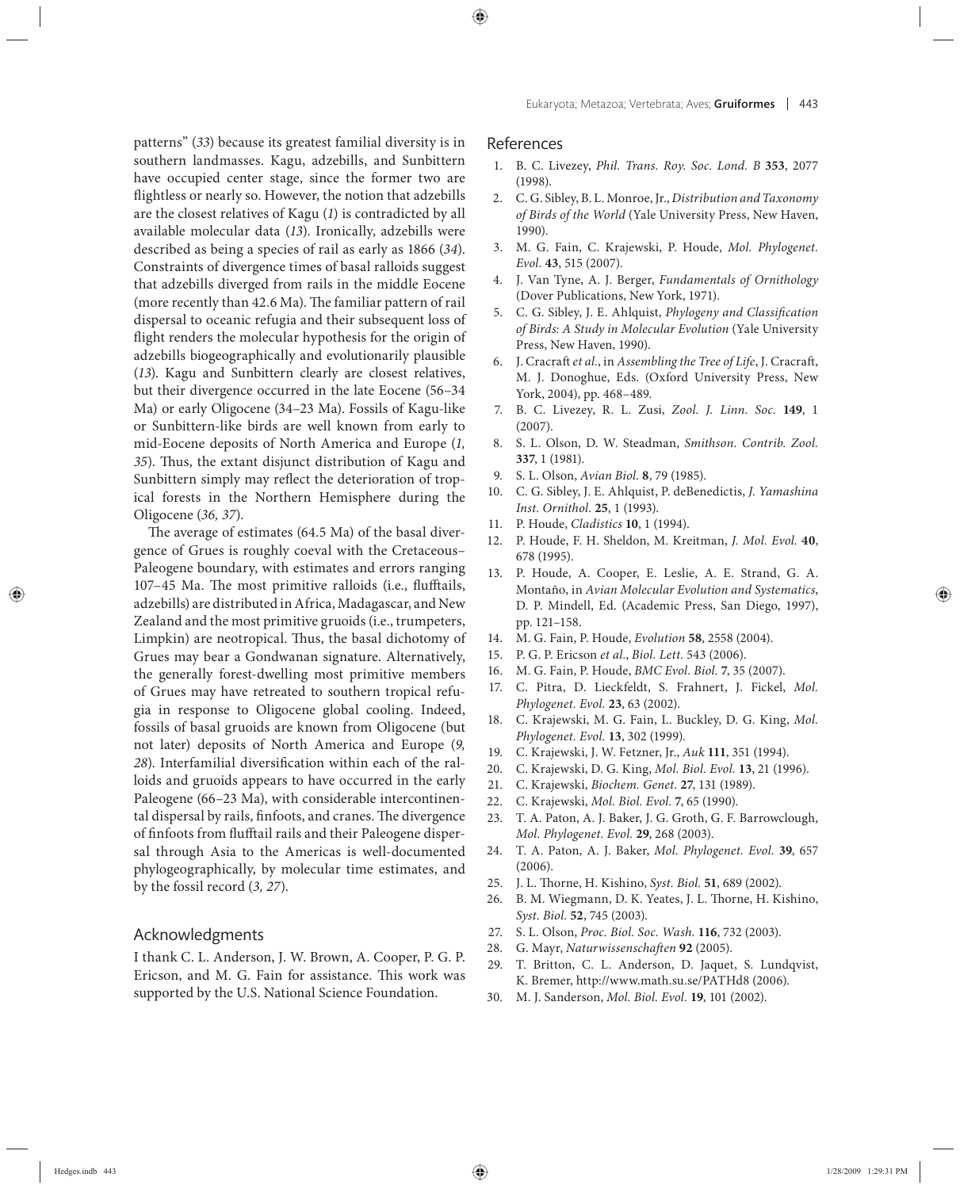patterns" (*33*) because its greatest familial diversity is in southern landmasses. Kagu, adzebills, and Sunbittern have occupied center stage, since the former two are flightless or nearly so. However, the notion that adzebills are the closest relatives of Kagu (*1*) is contradicted by all available molecular data (*13*). Ironically, adzebills were described as being a species of rail as early as 1866 (*34*). Constraints of divergence times of basal ralloids suggest that adzebills diverged from rails in the middle Eocene (more recently than 42.6 Ma). The familiar pattern of rail dispersal to oceanic refugia and their subsequent loss of flight renders the molecular hypothesis for the origin of adzebills biogeographically and evolutionarily plausible (*13*). Kagu and Sunbittern clearly are closest relatives, but their divergence occurred in the late Eocene (56–34 Ma) or early Oligocene (34–23 Ma). Fossils of Kagu-like or Sunbittern-like birds are well known from early to mid-Eocene deposits of North America and Europe (*1, 35*). Thus, the extant disjunct distribution of Kagu and Sunbittern simply may reflect the deterioration of tropical forests in the Northern Hemisphere during the Oligocene (*36, 37*).

The average of estimates (64.5 Ma) of the basal divergence of Grues is roughly coeval with the Cretaceous–Paleogene boundary, with estimates and errors ranging 107–45 Ma. The most primitive ralloids (i.e., flufftails, adzebills) are distributed in Africa, Madagascar, and New Zealand and the most primitive gruoids (i.e., trumpeters, Limpkin) are neotropical. Thus, the basal dichotomy of Grues may bear a Gondwanan signature. Alternatively, the generally forest-dwelling most primitive members of Grues may have retreated to southern tropical refugia in response to Oligocene global cooling. Indeed, fossils of basal gruoids are known from Oligocene (but not later) deposits of North America and Europe (*9, 28*). Interfamilial diversification within each of the ralloids and gruoids appears to have occurred in the early Paleogene (66–23 Ma), with considerable intercontinental dispersal by rails, finfoots, and cranes. The divergence of finfoots from flufftail rails and their Paleogene dispersal through Asia to the Americas is well-documented phylogeographically, by molecular time estimates, and by the fossil record (*3, 27*).

## Acknowledgments

I thank C. L. Anderson, J. W. Brown, A. Cooper, P. G. P. Ericson, and M. G. Fain for assistance. This work was supported by the U.S. National Science Foundation.

## References

1. B. C. Livezey, *Phil. Trans. Roy. Soc. Lond. B* **353**, 2077 (1998).
2. C. G. Sibley, B. L. Monroe, Jr., *Distribution and Taxonomy of Birds of the World* (Yale University Press, New Haven, 1990).
3. M. G. Fain, C. Krajewski, P. Houde, *Mol. Phylogenet. Evol.* **43**, 515 (2007).
4. J. Van Tyne, A. J. Berger, *Fundamentals of Ornithology* (Dover Publications, New York, 1971).
5. C. G. Sibley, J. E. Ahlquist, *Phylogeny and Classification of Birds: A Study in Molecular Evolution* (Yale University Press, New Haven, 1990).
6. J. Cracraft *et al.*, in *Assembling the Tree of Life*, J. Cracraft, M. J. Donoghue, Eds. (Oxford University Press, New York, 2004), pp. 468–489.
7. B. C. Livezey, R. L. Zusi, *Zool. J. Linn. Soc.* **149**, 1 (2007).
8. S. L. Olson, D. W. Steadman, *Smithson. Contrib. Zool.* **337**, 1 (1981).
9. S. L. Olson, *Avian Biol.* **8**, 79 (1985).
10. C. G. Sibley, J. E. Ahlquist, P. deBenedictis, *J. Yamashina Inst. Ornithol.* **25**, 1 (1993).
11. P. Houde, *Cladistics* **10**, 1 (1994).
12. P. Houde, F. H. Sheldon, M. Kreitman, *J. Mol. Evol.* **40**, 678 (1995).
13. P. Houde, A. Cooper, E. Leslie, A. E. Strand, G. A. Montaño, in *Avian Molecular Evolution and Systematics*, D. P. Mindell, Ed. (Academic Press, San Diego, 1997), pp. 121–158.
14. M. G. Fain, P. Houde, *Evolution* **58**, 2558 (2004).
15. P. G. P. Ericson *et al.*, *Biol. Lett.* 543 (2006).
16. M. G. Fain, P. Houde, *BMC Evol. Biol.* **7**, 35 (2007).
17. C. Pitra, D. Lieckfeldt, S. Frahnert, J. Fickel, *Mol. Phylogenet. Evol.* **23**, 63 (2002).
18. C. Krajewski, M. G. Fain, L. Buckley, D. G. King, *Mol. Phylogenet. Evol.* **13**, 302 (1999).
19. C. Krajewski, J. W. Fetzner, Jr., *Auk* **111**, 351 (1994).
20. C. Krajewski, D. G. King, *Mol. Biol. Evol.* **13**, 21 (1996).
21. C. Krajewski, *Biochem. Genet.* **27**, 131 (1989).
22. C. Krajewski, *Mol. Biol. Evol.* **7**, 65 (1990).
23. T. A. Paton, A. J. Baker, J. G. Groth, G. F. Barrowclough, *Mol. Phylogenet. Evol.* **29**, 268 (2003).
24. T. A. Paton, A. J. Baker, *Mol. Phylogenet. Evol.* **39**, 657 (2006).
25. J. L. Thorne, H. Kishino, *Syst. Biol.* **51**, 689 (2002).
26. B. M. Wiegmann, D. K. Yeates, J. L. Thorne, H. Kishino, *Syst. Biol.* **52**, 745 (2003).
27. S. L. Olson, *Proc. Biol. Soc. Wash.* **116**, 732 (2003).
28. G. Mayr, *Naturwissenschaften* **92** (2005).
29. T. Britton, C. L. Anderson, D. Jaquet, S. Lundqvist, K. Bremer, http://www.math.su.se/PATHd8 (2006).
30. M. J. Sanderson, *Mol. Biol. Evol.* **19**, 101 (2002).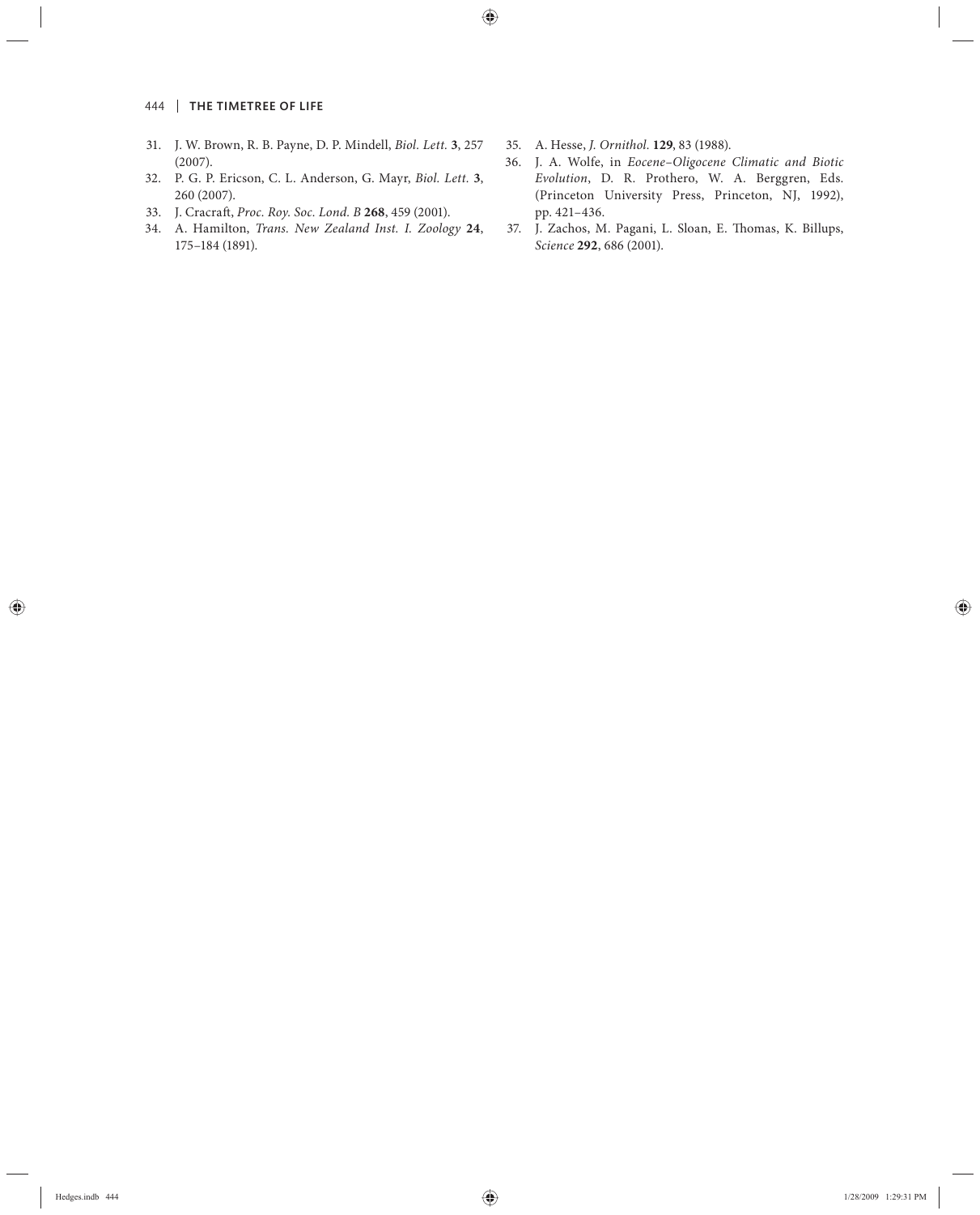31. J. W. Brown, R. B. Payne, D. P. Mindell, *Biol. Lett.* **3**, 257 (2007).
32. P. G. P. Ericson, C. L. Anderson, G. Mayr, *Biol. Lett.* **3**, 260 (2007).
33. J. Cracraft, *Proc. Roy. Soc. Lond. B* **268**, 459 (2001).
34. A. Hamilton, *Trans. New Zealand Inst. I. Zoology* **24**, 175–184 (1891).
35. A. Hesse, *J. Ornithol.* **129**, 83 (1988).
36. J. A. Wolfe, in *Eocene–Oligocene Climatic and Biotic Evolution*, D. R. Prothero, W. A. Berggren, Eds. (Princeton University Press, Princeton, NJ, 1992), pp. 421–436.
37. J. Zachos, M. Pagani, L. Sloan, E. Thomas, K. Billups, *Science* **292**, 686 (2001).